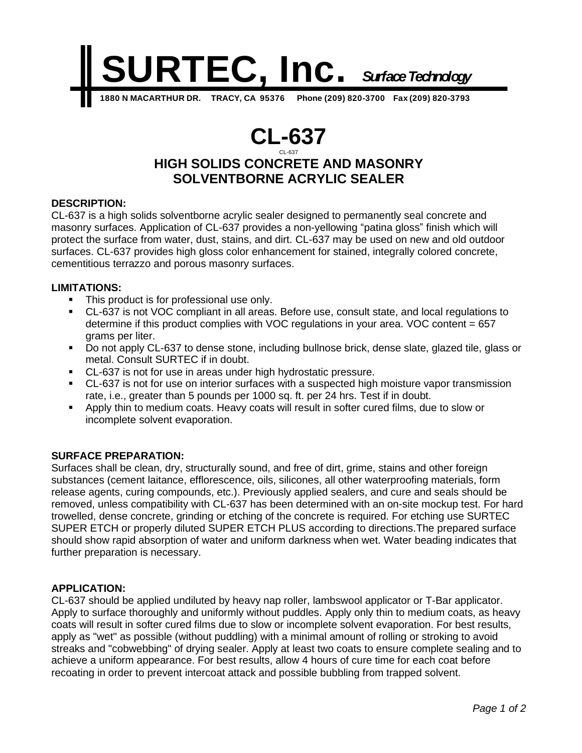# SURTEC, Inc. *Surface Technology*

**1880 N MACARTHUR DR. TRACY, CA 95376 Phone (209) 820-3700 Fax (209) 820-3793**

# CL-637

CL-637

## HIGH SOLIDS CONCRETE AND MASONRY SOLVENTBORNE ACRYLIC SEALER

### DESCRIPTION:

CL-637 is a high solids solventborne acrylic sealer designed to permanently seal concrete and masonry surfaces. Application of CL-637 provides a non-yellowing "patina gloss" finish which will protect the surface from water, dust, stains, and dirt. CL-637 may be used on new and old outdoor surfaces. CL-637 provides high gloss color enhancement for stained, integrally colored concrete, cementitious terrazzo and porous masonry surfaces.

### LIMITATIONS:

- This product is for professional use only.
- CL-637 is not VOC compliant in all areas. Before use, consult state, and local regulations to determine if this product complies with VOC regulations in your area. VOC content = 657 grams per liter.
- Do not apply CL-637 to dense stone, including bullnose brick, dense slate, glazed tile, glass or metal. Consult SURTEC if in doubt.
- CL-637 is not for use in areas under high hydrostatic pressure.
- CL-637 is not for use on interior surfaces with a suspected high moisture vapor transmission rate, i.e., greater than 5 pounds per 1000 sq. ft. per 24 hrs. Test if in doubt.
- Apply thin to medium coats. Heavy coats will result in softer cured films, due to slow or incomplete solvent evaporation.

### SURFACE PREPARATION:

Surfaces shall be clean, dry, structurally sound, and free of dirt, grime, stains and other foreign substances (cement laitance, efflorescence, oils, silicones, all other waterproofing materials, form release agents, curing compounds, etc.). Previously applied sealers, and cure and seals should be removed, unless compatibility with CL-637 has been determined with an on-site mockup test. For hard trowelled, dense concrete, grinding or etching of the concrete is required. For etching use SURTEC SUPER ETCH or properly diluted SUPER ETCH PLUS according to directions.The prepared surface should show rapid absorption of water and uniform darkness when wet. Water beading indicates that further preparation is necessary.

### APPLICATION:

CL-637 should be applied undiluted by heavy nap roller, lambswool applicator or T-Bar applicator. Apply to surface thoroughly and uniformly without puddles. Apply only thin to medium coats, as heavy coats will result in softer cured films due to slow or incomplete solvent evaporation. For best results, apply as "wet" as possible (without puddling) with a minimal amount of rolling or stroking to avoid streaks and "cobwebbing" of drying sealer. Apply at least two coats to ensure complete sealing and to achieve a uniform appearance. For best results, allow 4 hours of cure time for each coat before recoating in order to prevent intercoat attack and possible bubbling from trapped solvent.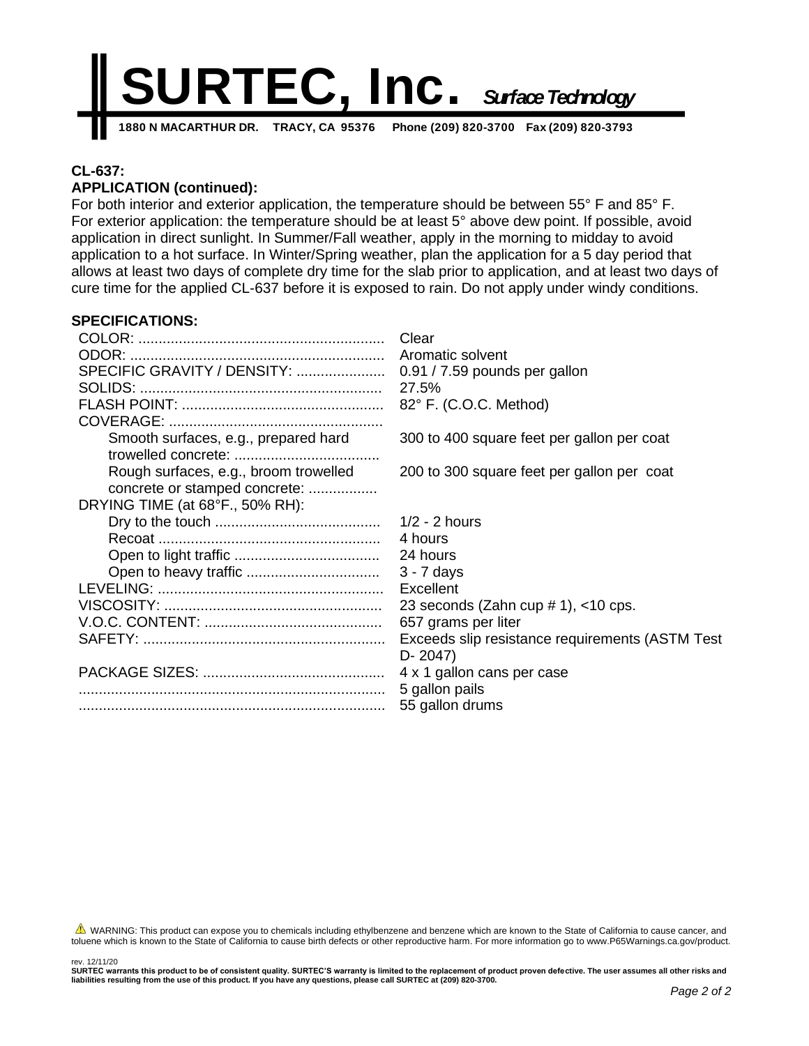# SURTEC, Inc. *Surface Technology*

**1880 N MACARTHUR DR. TRACY, CA 95376 Phone (209) 820-3700 Fax (209) 820-3793**

**CL-637:**

**APPLICATION (continued):**

For both interior and exterior application, the temperature should be between 55° F and 85° F. For exterior application: the temperature should be at least 5° above dew point. If possible, avoid application in direct sunlight. In Summer/Fall weather, apply in the morning to midday to avoid application to a hot surface. In Winter/Spring weather, plan the application for a 5 day period that allows at least two days of complete dry time for the slab prior to application, and at least two days of cure time for the applied CL-637 before it is exposed to rain. Do not apply under windy conditions.

**SPECIFICATIONS:**

| | |
|---|---|
| COLOR: | Clear |
| ODOR: | Aromatic solvent |
| SPECIFIC GRAVITY / DENSITY: | 0.91 / 7.59 pounds per gallon |
| SOLIDS: | 27.5% |
| FLASH POINT: | 82° F. (C.O.C. Method) |
| COVERAGE: | |
| Smooth surfaces, e.g., prepared hard trowelled concrete: | 300 to 400 square feet per gallon per coat |
| Rough surfaces, e.g., broom trowelled concrete or stamped concrete: | 200 to 300 square feet per gallon per coat |
| DRYING TIME (at 68°F., 50% RH): | |
| Dry to the touch | 1/2 - 2 hours |
| Recoat | 4 hours |
| Open to light traffic | 24 hours |
| Open to heavy traffic | 3 - 7 days |
| LEVELING: | Excellent |
| VISCOSITY: | 23 seconds (Zahn cup # 1), <10 cps. |
| V.O.C. CONTENT: | 657 grams per liter |
| SAFETY: | Exceeds slip resistance requirements (ASTM Test D- 2047) |
| PACKAGE SIZES: | 4 x 1 gallon cans per case |
| | 5 gallon pails |
| | 55 gallon drums |

⚠ WARNING: This product can expose you to chemicals including ethylbenzene and benzene which are known to the State of California to cause cancer, and toluene which is known to the State of California to cause birth defects or other reproductive harm. For more information go to www.P65Warnings.ca.gov/product.

rev. 12/11/20

**SURTEC warrants this product to be of consistent quality. SURTEC'S warranty is limited to the replacement of product proven defective. The user assumes all other risks and liabilities resulting from the use of this product. If you have any questions, please call SURTEC at (209) 820-3700.**